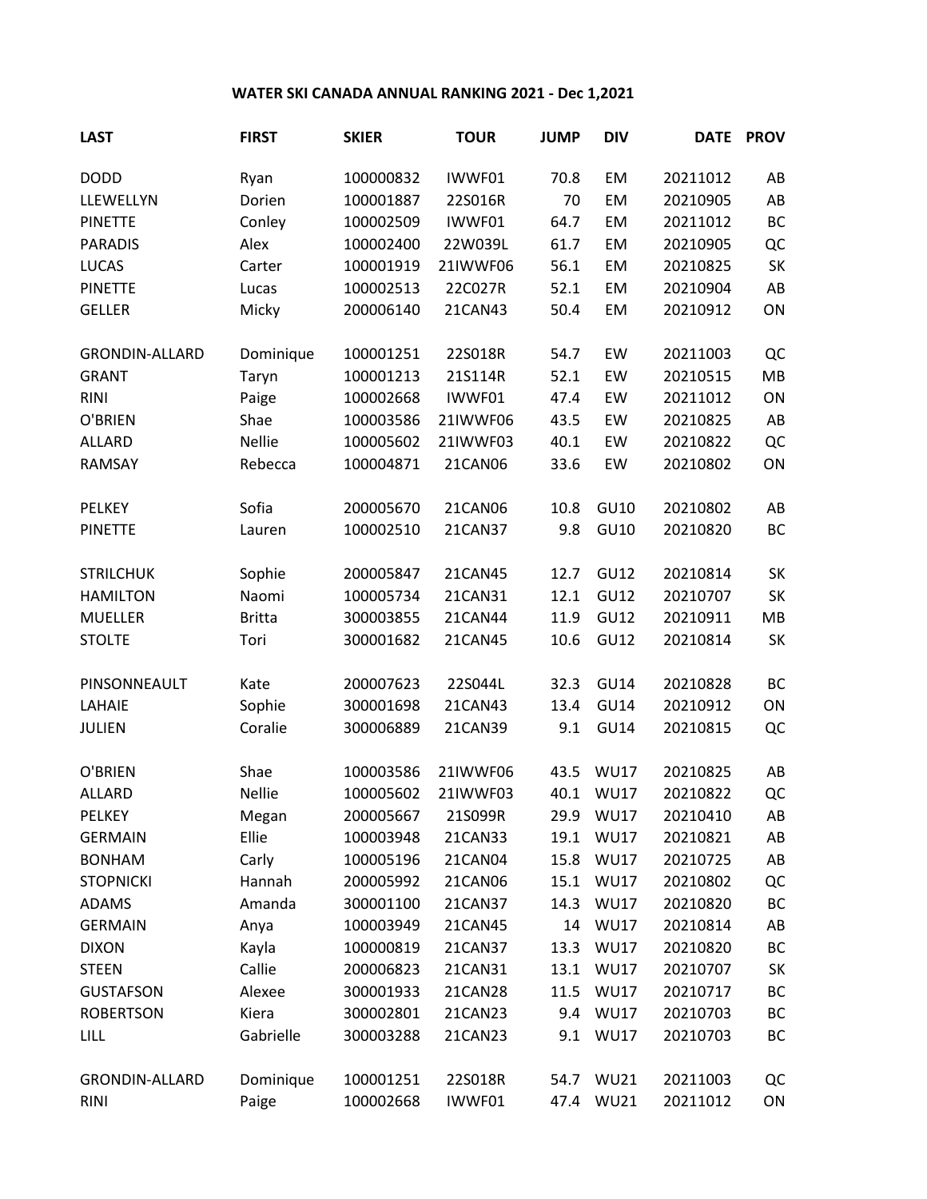# WATER SKI CANADA ANNUAL RANKING 2021 - Dec 1,2021

| LAST | FIRST | SKIER | TOUR | JUMP | DIV | DATE | PROV |
|---|---|---|---|---|---|---|---|
| DODD | Ryan | 100000832 | IWWF01 | 70.8 | EM | 20211012 | AB |
| LLEWELLYN | Dorien | 100001887 | 22S016R | 70 | EM | 20210905 | AB |
| PINETTE | Conley | 100002509 | IWWF01 | 64.7 | EM | 20211012 | BC |
| PARADIS | Alex | 100002400 | 22W039L | 61.7 | EM | 20210905 | QC |
| LUCAS | Carter | 100001919 | 21IWWF06 | 56.1 | EM | 20210825 | SK |
| PINETTE | Lucas | 100002513 | 22C027R | 52.1 | EM | 20210904 | AB |
| GELLER | Micky | 200006140 | 21CAN43 | 50.4 | EM | 20210912 | ON |
| | | | | | | | |
| GRONDIN-ALLARD | Dominique | 100001251 | 22S018R | 54.7 | EW | 20211003 | QC |
| GRANT | Taryn | 100001213 | 21S114R | 52.1 | EW | 20210515 | MB |
| RINI | Paige | 100002668 | IWWF01 | 47.4 | EW | 20211012 | ON |
| O'BRIEN | Shae | 100003586 | 21IWWF06 | 43.5 | EW | 20210825 | AB |
| ALLARD | Nellie | 100005602 | 21IWWF03 | 40.1 | EW | 20210822 | QC |
| RAMSAY | Rebecca | 100004871 | 21CAN06 | 33.6 | EW | 20210802 | ON |
| | | | | | | | |
| PELKEY | Sofia | 200005670 | 21CAN06 | 10.8 | GU10 | 20210802 | AB |
| PINETTE | Lauren | 100002510 | 21CAN37 | 9.8 | GU10 | 20210820 | BC |
| | | | | | | | |
| STRILCHUK | Sophie | 200005847 | 21CAN45 | 12.7 | GU12 | 20210814 | SK |
| HAMILTON | Naomi | 100005734 | 21CAN31 | 12.1 | GU12 | 20210707 | SK |
| MUELLER | Britta | 300003855 | 21CAN44 | 11.9 | GU12 | 20210911 | MB |
| STOLTE | Tori | 300001682 | 21CAN45 | 10.6 | GU12 | 20210814 | SK |
| | | | | | | | |
| PINSONNEAULT | Kate | 200007623 | 22S044L | 32.3 | GU14 | 20210828 | BC |
| LAHAIE | Sophie | 300001698 | 21CAN43 | 13.4 | GU14 | 20210912 | ON |
| JULIEN | Coralie | 300006889 | 21CAN39 | 9.1 | GU14 | 20210815 | QC |
| | | | | | | | |
| O'BRIEN | Shae | 100003586 | 21IWWF06 | 43.5 | WU17 | 20210825 | AB |
| ALLARD | Nellie | 100005602 | 21IWWF03 | 40.1 | WU17 | 20210822 | QC |
| PELKEY | Megan | 200005667 | 21S099R | 29.9 | WU17 | 20210410 | AB |
| GERMAIN | Ellie | 100003948 | 21CAN33 | 19.1 | WU17 | 20210821 | AB |
| BONHAM | Carly | 100005196 | 21CAN04 | 15.8 | WU17 | 20210725 | AB |
| STOPNICKI | Hannah | 200005992 | 21CAN06 | 15.1 | WU17 | 20210802 | QC |
| ADAMS | Amanda | 300001100 | 21CAN37 | 14.3 | WU17 | 20210820 | BC |
| GERMAIN | Anya | 100003949 | 21CAN45 | 14 | WU17 | 20210814 | AB |
| DIXON | Kayla | 100000819 | 21CAN37 | 13.3 | WU17 | 20210820 | BC |
| STEEN | Callie | 200006823 | 21CAN31 | 13.1 | WU17 | 20210707 | SK |
| GUSTAFSON | Alexee | 300001933 | 21CAN28 | 11.5 | WU17 | 20210717 | BC |
| ROBERTSON | Kiera | 300002801 | 21CAN23 | 9.4 | WU17 | 20210703 | BC |
| LILL | Gabrielle | 300003288 | 21CAN23 | 9.1 | WU17 | 20210703 | BC |
| | | | | | | | |
| GRONDIN-ALLARD | Dominique | 100001251 | 22S018R | 54.7 | WU21 | 20211003 | QC |
| RINI | Paige | 100002668 | IWWF01 | 47.4 | WU21 | 20211012 | ON |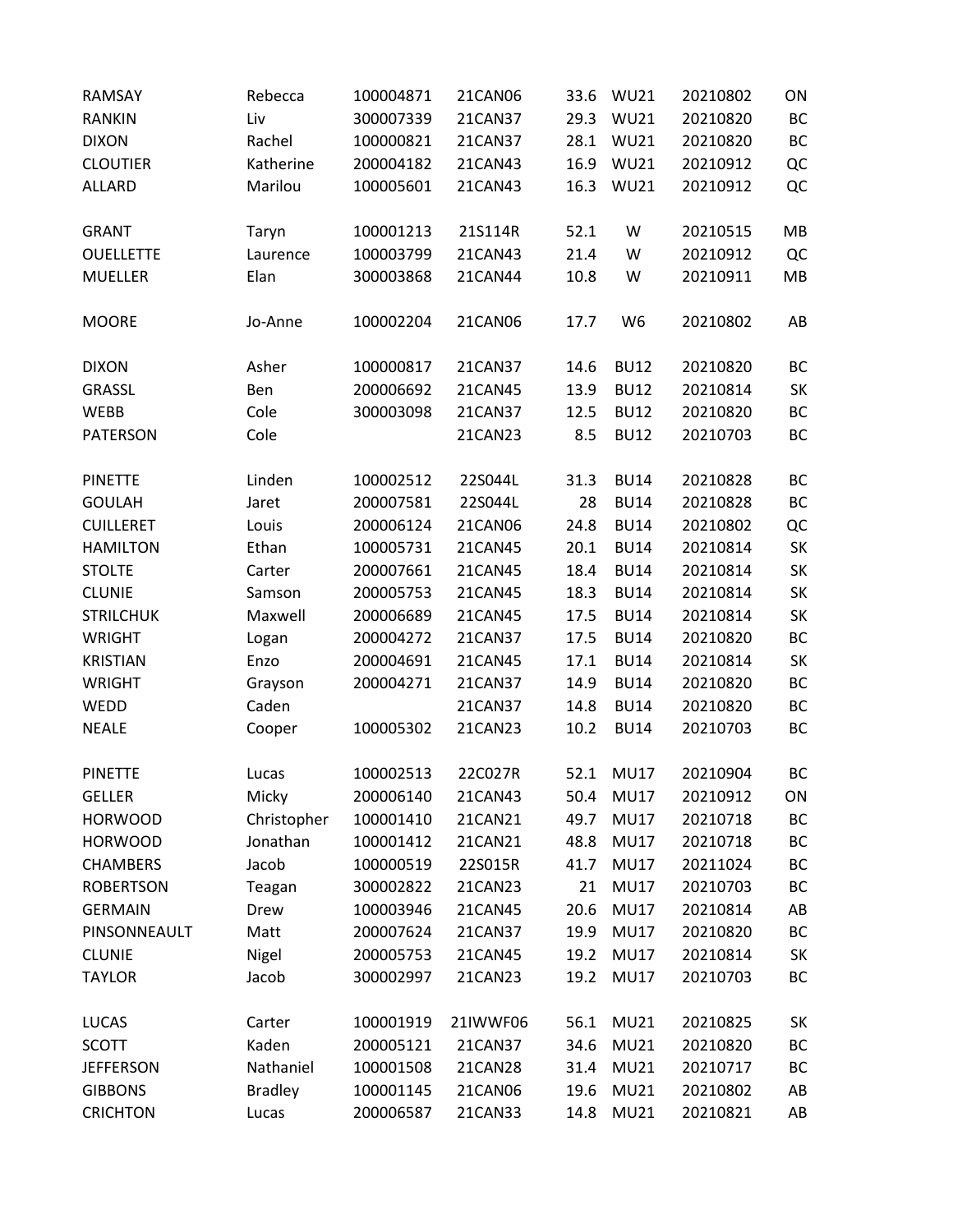| | | | | | | | |
|---|---|---|---|---|---|---|---|
| RAMSAY | Rebecca | 100004871 | 21CAN06 | 33.6 | WU21 | 20210802 | ON |
| RANKIN | Liv | 300007339 | 21CAN37 | 29.3 | WU21 | 20210820 | BC |
| DIXON | Rachel | 100000821 | 21CAN37 | 28.1 | WU21 | 20210820 | BC |
| CLOUTIER | Katherine | 200004182 | 21CAN43 | 16.9 | WU21 | 20210912 | QC |
| ALLARD | Marilou | 100005601 | 21CAN43 | 16.3 | WU21 | 20210912 | QC |
| | | | | | | | |
| GRANT | Taryn | 100001213 | 21S114R | 52.1 | W | 20210515 | MB |
| OUELLETTE | Laurence | 100003799 | 21CAN43 | 21.4 | W | 20210912 | QC |
| MUELLER | Elan | 300003868 | 21CAN44 | 10.8 | W | 20210911 | MB |
| | | | | | | | |
| MOORE | Jo-Anne | 100002204 | 21CAN06 | 17.7 | W6 | 20210802 | AB |
| | | | | | | | |
| DIXON | Asher | 100000817 | 21CAN37 | 14.6 | BU12 | 20210820 | BC |
| GRASSL | Ben | 200006692 | 21CAN45 | 13.9 | BU12 | 20210814 | SK |
| WEBB | Cole | 300003098 | 21CAN37 | 12.5 | BU12 | 20210820 | BC |
| PATERSON | Cole | | 21CAN23 | 8.5 | BU12 | 20210703 | BC |
| | | | | | | | |
| PINETTE | Linden | 100002512 | 22S044L | 31.3 | BU14 | 20210828 | BC |
| GOULAH | Jaret | 200007581 | 22S044L | 28 | BU14 | 20210828 | BC |
| CUILLERET | Louis | 200006124 | 21CAN06 | 24.8 | BU14 | 20210802 | QC |
| HAMILTON | Ethan | 100005731 | 21CAN45 | 20.1 | BU14 | 20210814 | SK |
| STOLTE | Carter | 200007661 | 21CAN45 | 18.4 | BU14 | 20210814 | SK |
| CLUNIE | Samson | 200005753 | 21CAN45 | 18.3 | BU14 | 20210814 | SK |
| STRILCHUK | Maxwell | 200006689 | 21CAN45 | 17.5 | BU14 | 20210814 | SK |
| WRIGHT | Logan | 200004272 | 21CAN37 | 17.5 | BU14 | 20210820 | BC |
| KRISTIAN | Enzo | 200004691 | 21CAN45 | 17.1 | BU14 | 20210814 | SK |
| WRIGHT | Grayson | 200004271 | 21CAN37 | 14.9 | BU14 | 20210820 | BC |
| WEDD | Caden | | 21CAN37 | 14.8 | BU14 | 20210820 | BC |
| NEALE | Cooper | 100005302 | 21CAN23 | 10.2 | BU14 | 20210703 | BC |
| | | | | | | | |
| PINETTE | Lucas | 100002513 | 22C027R | 52.1 | MU17 | 20210904 | BC |
| GELLER | Micky | 200006140 | 21CAN43 | 50.4 | MU17 | 20210912 | ON |
| HORWOOD | Christopher | 100001410 | 21CAN21 | 49.7 | MU17 | 20210718 | BC |
| HORWOOD | Jonathan | 100001412 | 21CAN21 | 48.8 | MU17 | 20210718 | BC |
| CHAMBERS | Jacob | 100000519 | 22S015R | 41.7 | MU17 | 20211024 | BC |
| ROBERTSON | Teagan | 300002822 | 21CAN23 | 21 | MU17 | 20210703 | BC |
| GERMAIN | Drew | 100003946 | 21CAN45 | 20.6 | MU17 | 20210814 | AB |
| PINSONNEAULT | Matt | 200007624 | 21CAN37 | 19.9 | MU17 | 20210820 | BC |
| CLUNIE | Nigel | 200005753 | 21CAN45 | 19.2 | MU17 | 20210814 | SK |
| TAYLOR | Jacob | 300002997 | 21CAN23 | 19.2 | MU17 | 20210703 | BC |
| | | | | | | | |
| LUCAS | Carter | 100001919 | 21IWWF06 | 56.1 | MU21 | 20210825 | SK |
| SCOTT | Kaden | 200005121 | 21CAN37 | 34.6 | MU21 | 20210820 | BC |
| JEFFERSON | Nathaniel | 100001508 | 21CAN28 | 31.4 | MU21 | 20210717 | BC |
| GIBBONS | Bradley | 100001145 | 21CAN06 | 19.6 | MU21 | 20210802 | AB |
| CRICHTON | Lucas | 200006587 | 21CAN33 | 14.8 | MU21 | 20210821 | AB |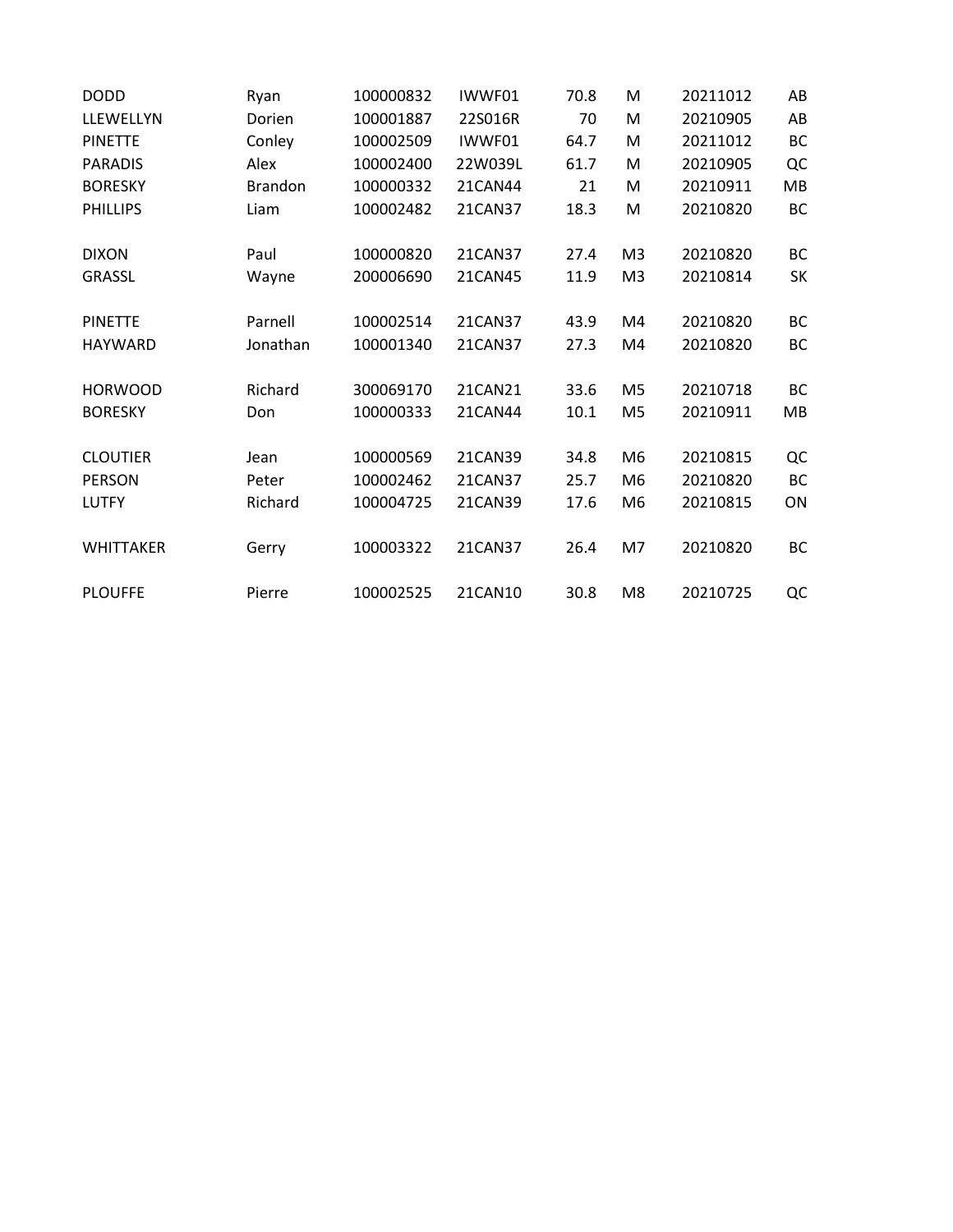| | | | | | | | |
|---|---|---|---|---|---|---|---|
| DODD | Ryan | 100000832 | IWWF01 | 70.8 | M | 20211012 | AB |
| LLEWELLYN | Dorien | 100001887 | 22S016R | 70 | M | 20210905 | AB |
| PINETTE | Conley | 100002509 | IWWF01 | 64.7 | M | 20211012 | BC |
| PARADIS | Alex | 100002400 | 22W039L | 61.7 | M | 20210905 | QC |
| BORESKY | Brandon | 100000332 | 21CAN44 | 21 | M | 20210911 | MB |
| PHILLIPS | Liam | 100002482 | 21CAN37 | 18.3 | M | 20210820 | BC |
| | | | | | | | |
| DIXON | Paul | 100000820 | 21CAN37 | 27.4 | M3 | 20210820 | BC |
| GRASSL | Wayne | 200006690 | 21CAN45 | 11.9 | M3 | 20210814 | SK |
| | | | | | | | |
| PINETTE | Parnell | 100002514 | 21CAN37 | 43.9 | M4 | 20210820 | BC |
| HAYWARD | Jonathan | 100001340 | 21CAN37 | 27.3 | M4 | 20210820 | BC |
| | | | | | | | |
| HORWOOD | Richard | 300069170 | 21CAN21 | 33.6 | M5 | 20210718 | BC |
| BORESKY | Don | 100000333 | 21CAN44 | 10.1 | M5 | 20210911 | MB |
| | | | | | | | |
| CLOUTIER | Jean | 100000569 | 21CAN39 | 34.8 | M6 | 20210815 | QC |
| PERSON | Peter | 100002462 | 21CAN37 | 25.7 | M6 | 20210820 | BC |
| LUTFY | Richard | 100004725 | 21CAN39 | 17.6 | M6 | 20210815 | ON |
| | | | | | | | |
| WHITTAKER | Gerry | 100003322 | 21CAN37 | 26.4 | M7 | 20210820 | BC |
| | | | | | | | |
| PLOUFFE | Pierre | 100002525 | 21CAN10 | 30.8 | M8 | 20210725 | QC |